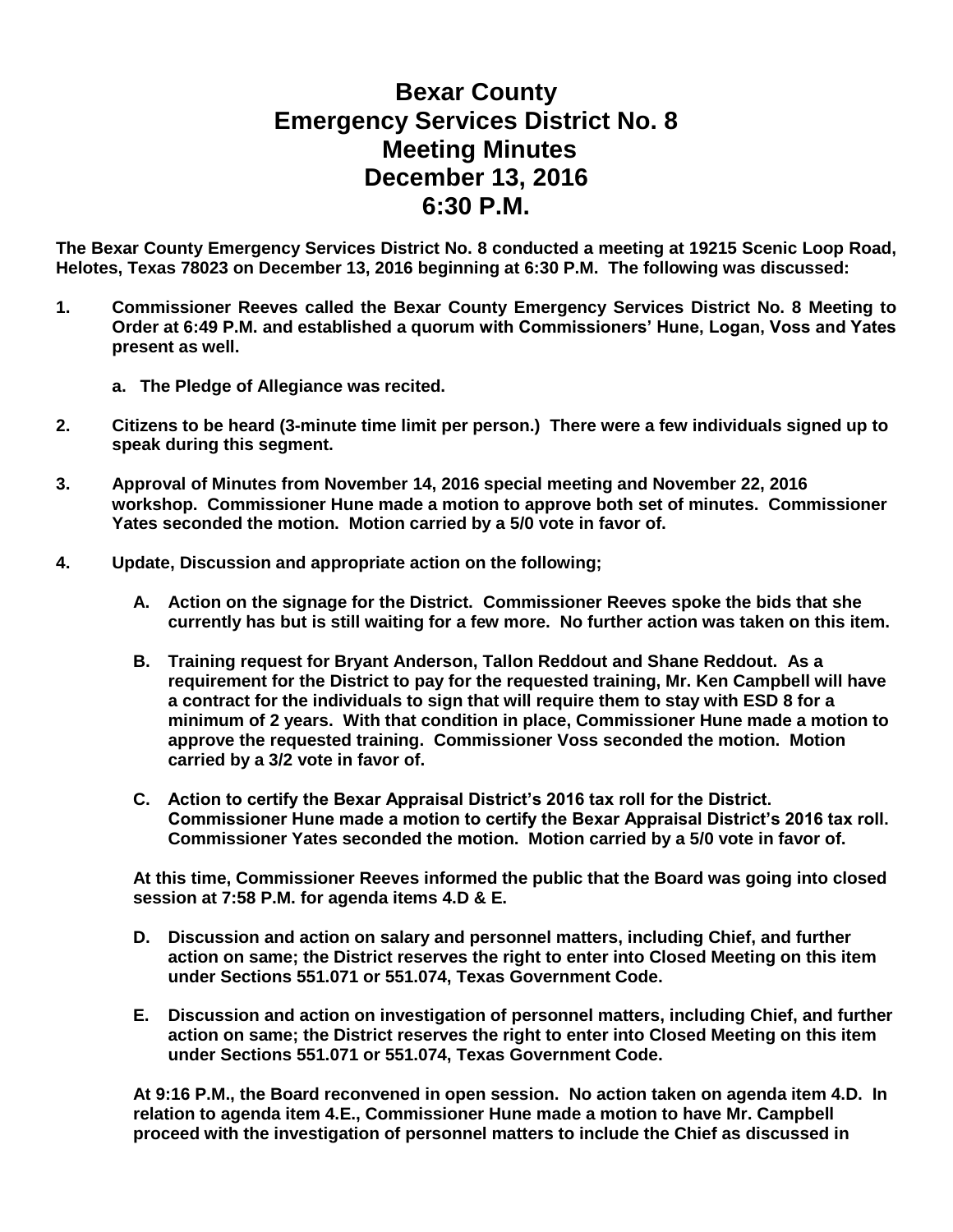# Bexar County
# Emergency Services District No. 8
# Meeting Minutes
# December 13, 2016
# 6:30 P.M.

**The Bexar County Emergency Services District No. 8 conducted a meeting at 19215 Scenic Loop Road, Helotes, Texas 78023 on December 13, 2016 beginning at 6:30 P.M. The following was discussed:**

1. **Commissioner Reeves called the Bexar County Emergency Services District No. 8 Meeting to Order at 6:49 P.M. and established a quorum with Commissioners' Hune, Logan, Voss and Yates present as well.**

   a. **The Pledge of Allegiance was recited.**

2. **Citizens to be heard (3-minute time limit per person.) There were a few individuals signed up to speak during this segment.**

3. **Approval of Minutes from November 14, 2016 special meeting and November 22, 2016 workshop. Commissioner Hune made a motion to approve both set of minutes. Commissioner Yates seconded the motion. Motion carried by a 5/0 vote in favor of.**

4. **Update, Discussion and appropriate action on the following;**

   A. **Action on the signage for the District. Commissioner Reeves spoke the bids that she currently has but is still waiting for a few more. No further action was taken on this item.**

   B. **Training request for Bryant Anderson, Tallon Reddout and Shane Reddout. As a requirement for the District to pay for the requested training, Mr. Ken Campbell will have a contract for the individuals to sign that will require them to stay with ESD 8 for a minimum of 2 years. With that condition in place, Commissioner Hune made a motion to approve the requested training. Commissioner Voss seconded the motion. Motion carried by a 3/2 vote in favor of.**

   C. **Action to certify the Bexar Appraisal District's 2016 tax roll for the District. Commissioner Hune made a motion to certify the Bexar Appraisal District's 2016 tax roll. Commissioner Yates seconded the motion. Motion carried by a 5/0 vote in favor of.**

   **At this time, Commissioner Reeves informed the public that the Board was going into closed session at 7:58 P.M. for agenda items 4.D & E.**

   D. **Discussion and action on salary and personnel matters, including Chief, and further action on same; the District reserves the right to enter into Closed Meeting on this item under Sections 551.071 or 551.074, Texas Government Code.**

   E. **Discussion and action on investigation of personnel matters, including Chief, and further action on same; the District reserves the right to enter into Closed Meeting on this item under Sections 551.071 or 551.074, Texas Government Code.**

   **At 9:16 P.M., the Board reconvened in open session. No action taken on agenda item 4.D. In relation to agenda item 4.E., Commissioner Hune made a motion to have Mr. Campbell proceed with the investigation of personnel matters to include the Chief as discussed in**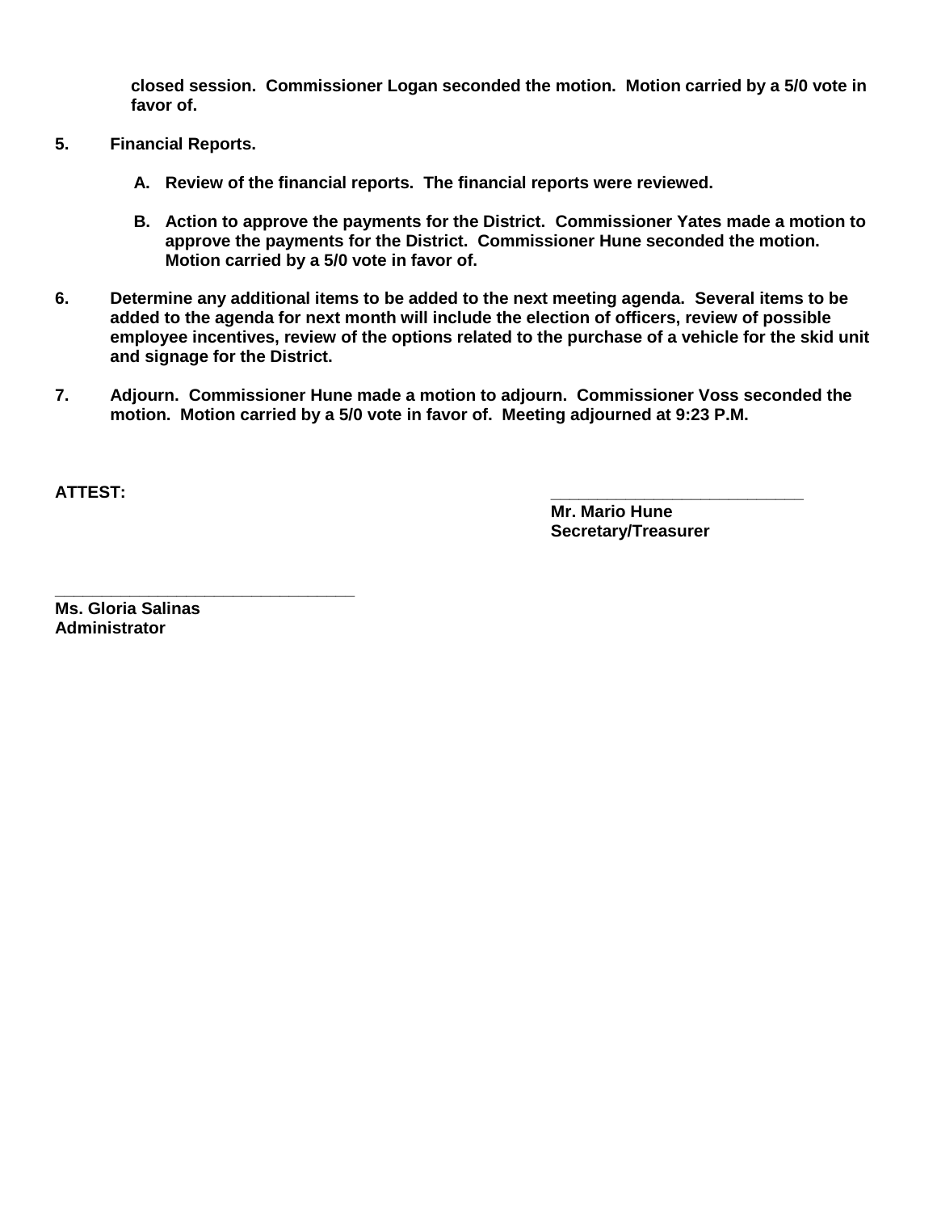**closed session. Commissioner Logan seconded the motion. Motion carried by a 5/0 vote in favor of.**

**5. Financial Reports.**

**A. Review of the financial reports. The financial reports were reviewed.**

**B. Action to approve the payments for the District. Commissioner Yates made a motion to approve the payments for the District. Commissioner Hune seconded the motion. Motion carried by a 5/0 vote in favor of.**

**6. Determine any additional items to be added to the next meeting agenda. Several items to be added to the agenda for next month will include the election of officers, review of possible employee incentives, review of the options related to the purchase of a vehicle for the skid unit and signage for the District.**

**7. Adjourn. Commissioner Hune made a motion to adjourn. Commissioner Voss seconded the motion. Motion carried by a 5/0 vote in favor of. Meeting adjourned at 9:23 P.M.**

**ATTEST:**

**___________________________**
**Mr. Mario Hune**
**Secretary/Treasurer**

**________________________________**
**Ms. Gloria Salinas**
**Administrator**